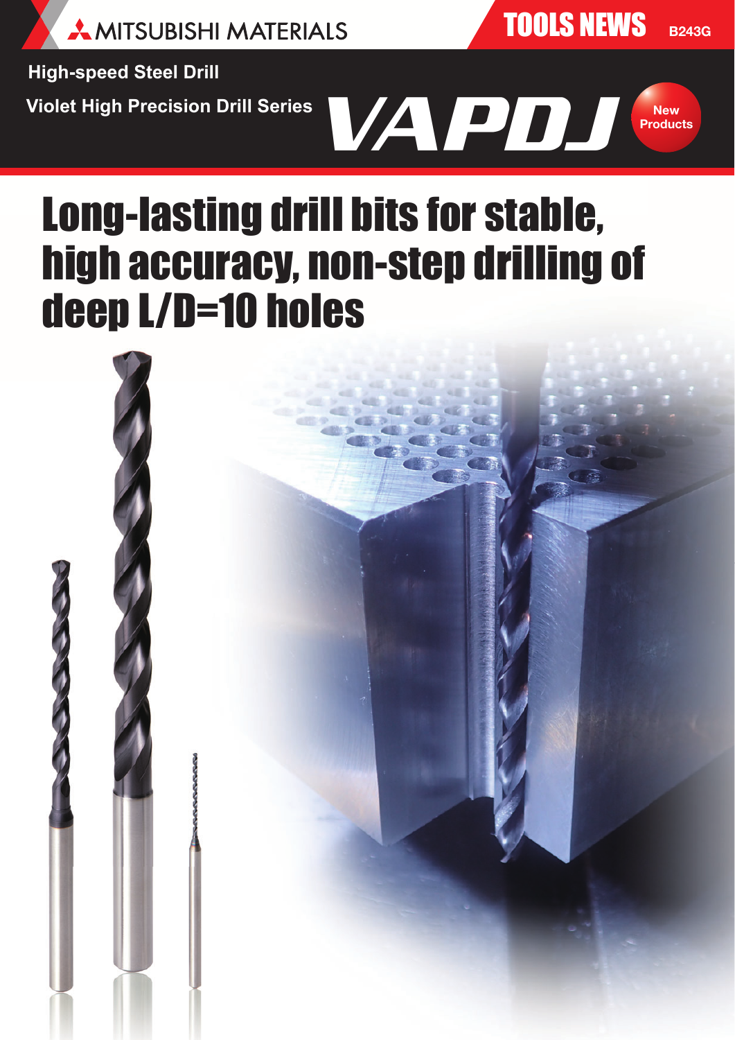MITSUBISHI MATERIALS

TOOLS NEWS B243G

High-speed Steel Drill

Violet High Precision Drill Series

# VAPDJ

New Products

# Long-lasting drill bits for stable, high accuracy, non-step drilling of deep L/D=10 holes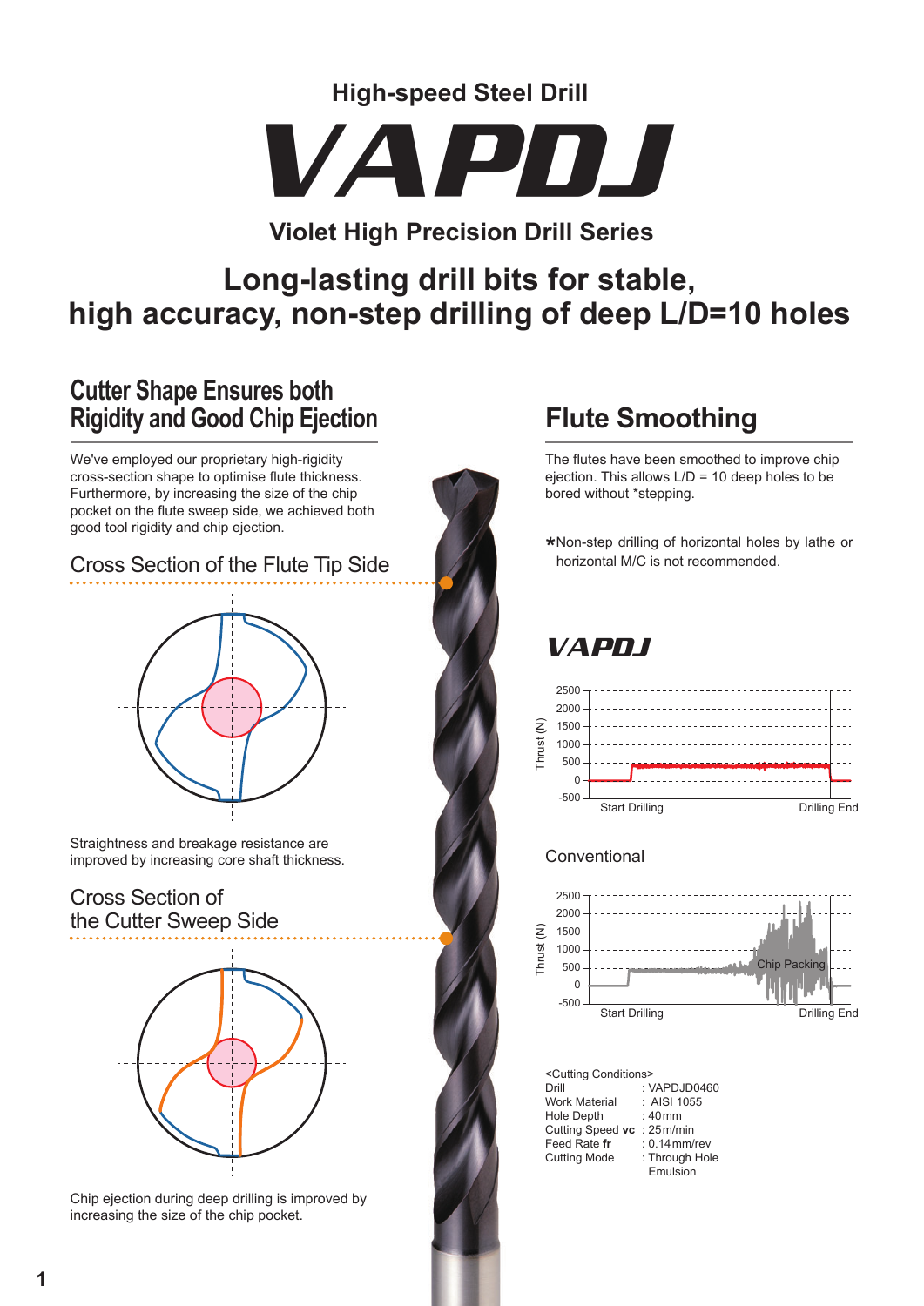High-speed Steel Drill

# VAPDJ

Violet High Precision Drill Series

## Long-lasting drill bits for stable, high accuracy, non-step drilling of deep L/D=10 holes

## Cutter Shape Ensures both Rigidity and Good Chip Ejection

We've employed our proprietary high-rigidity cross-section shape to optimise flute thickness. Furthermore, by increasing the size of the chip pocket on the flute sweep side, we achieved both good tool rigidity and chip ejection.

### Cross Section of the Flute Tip Side

Straightness and breakage resistance are improved by increasing core shaft thickness.

### Cross Section of the Cutter Sweep Side

Chip ejection during deep drilling is improved by increasing the size of the chip pocket.

## Flute Smoothing

The flutes have been smoothed to improve chip ejection. This allows L/D = 10 deep holes to be bored without *stepping.

*Non-step drilling of horizontal holes by lathe or horizontal M/C is not recommended.

VAPDJ

Thrust (N): 2500, 2000, 1500, 1000, 500, 0, -500
Start Drilling — Drilling End

Conventional

Thrust (N): 2500, 2000, 1500, 1000, 500, 0, -500
Chip Packing
Start Drilling — Drilling End

<Cutting Conditions>

| | |
|---|---|
| Drill | : VAPDJD0460 |
| Work Material | : AISI 1055 |
| Hole Depth | : 40mm |
| Cutting Speed **vc** | : 25m/min |
| Feed Rate **fr** | : 0.14mm/rev |
| Cutting Mode | : Through Hole<br>Emulsion |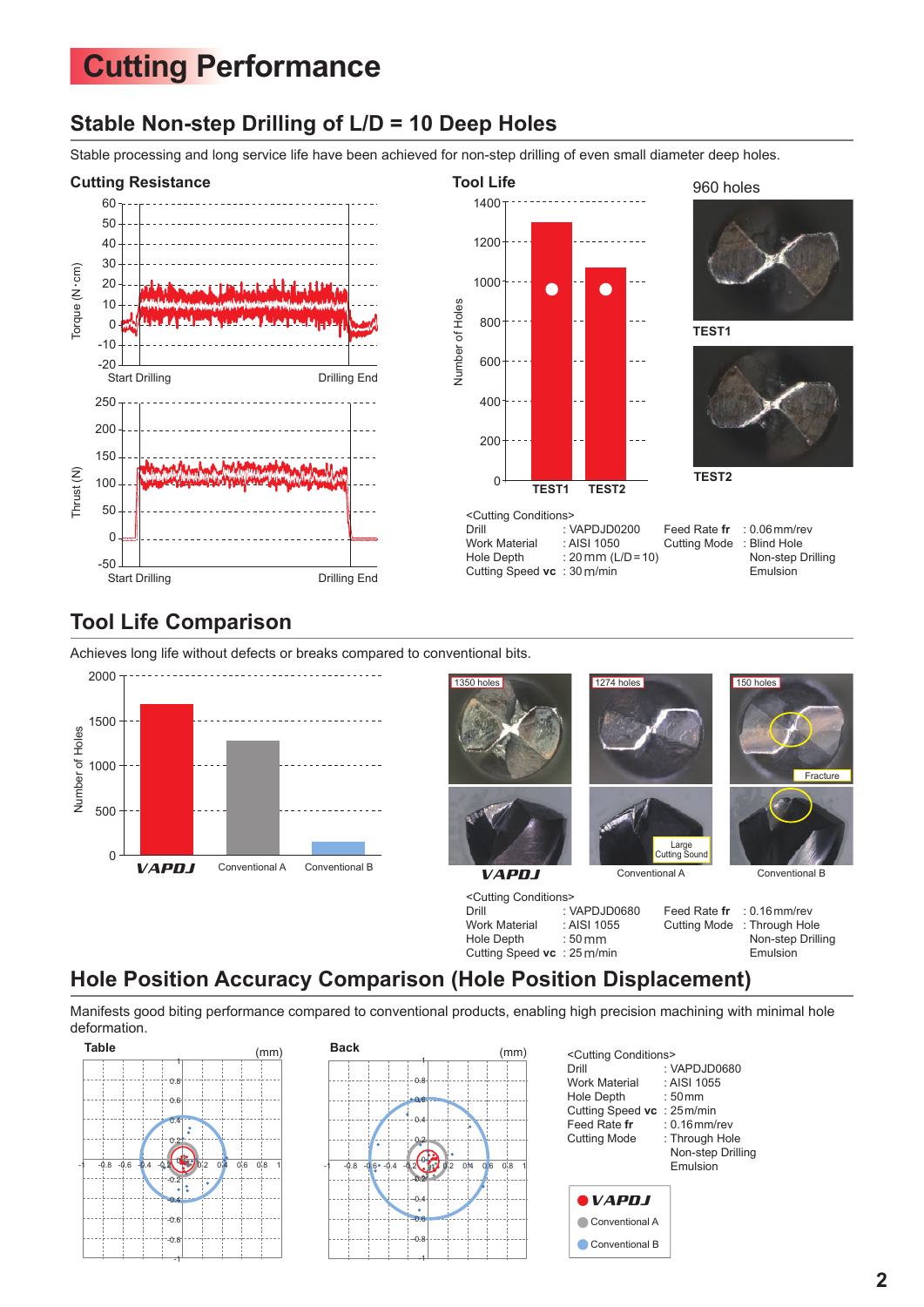# Cutting Performance

## Stable Non-step Drilling of L/D = 10 Deep Holes

Stable processing and long service life have been achieved for non-step drilling of even small diameter deep holes.

### Cutting Resistance

Torque (N·cm) — Start Drilling / Drilling End

Thrust (N) — Start Drilling / Drilling End

### Tool Life

Number of Holes — TEST1, TEST2

960 holes

TEST1

TEST2

<Cutting Conditions>

| | | | |
|---|---|---|---|
| Drill | : VAPDJD0200 | Feed Rate **fr** | : 0.06 mm/rev |
| Work Material | : AISI 1050 | Cutting Mode | : Blind Hole |
| Hole Depth | : 20 mm (L/D = 10) | | Non-step Drilling |
| Cutting Speed **vc** | : 30 m/min | | Emulsion |

## Tool Life Comparison

Achieves long life without defects or breaks compared to conventional bits.

Number of Holes — VAPDJ, Conventional A, Conventional B

1350 holes — VAPDJ

1274 holes — Conventional A (Large Cutting Sound)

150 holes — Conventional B (Fracture)

<Cutting Conditions>

| | | | |
|---|---|---|---|
| Drill | : VAPDJD0680 | Feed Rate **fr** | : 0.16 mm/rev |
| Work Material | : AISI 1055 | Cutting Mode | : Through Hole |
| Hole Depth | : 50 mm | | Non-step Drilling |
| Cutting Speed **vc** | : 25 m/min | | Emulsion |

## Hole Position Accuracy Comparison (Hole Position Displacement)

Manifests good biting performance compared to conventional products, enabling high precision machining with minimal hole deformation.

Table (mm)

Back (mm)

<Cutting Conditions>

| | |
|---|---|
| Drill | : VAPDJD0680 |
| Work Material | : AISI 1055 |
| Hole Depth | : 50 mm |
| Cutting Speed **vc** | : 25 m/min |
| Feed Rate **fr** | : 0.16 mm/rev |
| Cutting Mode | : Through Hole |
| | Non-step Drilling |
| | Emulsion |

- VAPDJ
- Conventional A
- Conventional B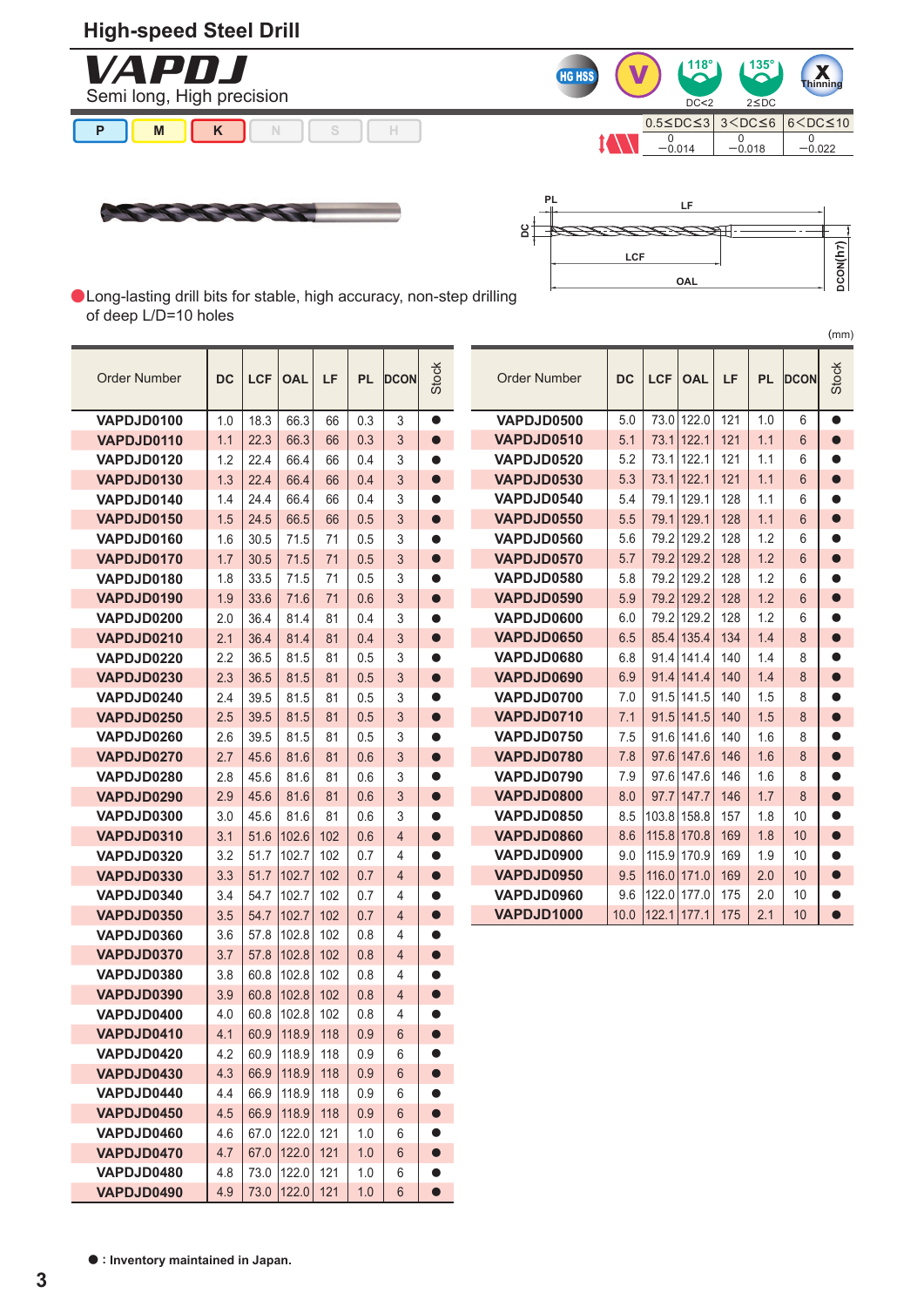# High-speed Steel Drill

## VAPDJ

Semi long, High precision

HG HSS | V | 118° DC<2 | 135° 2≤DC | X Thinning

P | M | K | N | S | H

| | 0.5≤DC≤3 | 3<DC≤6 | 6<DC≤10 |
|---|---|---|---|
| Tolerance | 0 / −0.014 | 0 / −0.018 | 0 / −0.022 |

PL, LF, DC, LCF, OAL, DCON(h7)

Long-lasting drill bits for stable, high accuracy, non-step drilling of deep L/D=10 holes

(mm)

| Order Number | DC | LCF | OAL | LF | PL | DCON | Stock |
|---|---|---|---|---|---|---|---|
| VAPDJD0100 | 1.0 | 18.3 | 66.3 | 66 | 0.3 | 3 | ● |
| VAPDJD0110 | 1.1 | 22.3 | 66.3 | 66 | 0.3 | 3 | ● |
| VAPDJD0120 | 1.2 | 22.4 | 66.4 | 66 | 0.4 | 3 | ● |
| VAPDJD0130 | 1.3 | 22.4 | 66.4 | 66 | 0.4 | 3 | ● |
| VAPDJD0140 | 1.4 | 24.4 | 66.4 | 66 | 0.4 | 3 | ● |
| VAPDJD0150 | 1.5 | 24.5 | 66.5 | 66 | 0.5 | 3 | ● |
| VAPDJD0160 | 1.6 | 30.5 | 71.5 | 71 | 0.5 | 3 | ● |
| VAPDJD0170 | 1.7 | 30.5 | 71.5 | 71 | 0.5 | 3 | ● |
| VAPDJD0180 | 1.8 | 33.5 | 71.5 | 71 | 0.5 | 3 | ● |
| VAPDJD0190 | 1.9 | 33.6 | 71.6 | 71 | 0.6 | 3 | ● |
| VAPDJD0200 | 2.0 | 36.4 | 81.4 | 81 | 0.4 | 3 | ● |
| VAPDJD0210 | 2.1 | 36.4 | 81.4 | 81 | 0.4 | 3 | ● |
| VAPDJD0220 | 2.2 | 36.5 | 81.5 | 81 | 0.5 | 3 | ● |
| VAPDJD0230 | 2.3 | 36.5 | 81.5 | 81 | 0.5 | 3 | ● |
| VAPDJD0240 | 2.4 | 39.5 | 81.5 | 81 | 0.5 | 3 | ● |
| VAPDJD0250 | 2.5 | 39.5 | 81.5 | 81 | 0.5 | 3 | ● |
| VAPDJD0260 | 2.6 | 39.5 | 81.5 | 81 | 0.5 | 3 | ● |
| VAPDJD0270 | 2.7 | 45.6 | 81.6 | 81 | 0.6 | 3 | ● |
| VAPDJD0280 | 2.8 | 45.6 | 81.6 | 81 | 0.6 | 3 | ● |
| VAPDJD0290 | 2.9 | 45.6 | 81.6 | 81 | 0.6 | 3 | ● |
| VAPDJD0300 | 3.0 | 45.6 | 81.6 | 81 | 0.6 | 3 | ● |
| VAPDJD0310 | 3.1 | 51.6 | 102.6 | 102 | 0.6 | 4 | ● |
| VAPDJD0320 | 3.2 | 51.7 | 102.7 | 102 | 0.7 | 4 | ● |
| VAPDJD0330 | 3.3 | 51.7 | 102.7 | 102 | 0.7 | 4 | ● |
| VAPDJD0340 | 3.4 | 54.7 | 102.7 | 102 | 0.7 | 4 | ● |
| VAPDJD0350 | 3.5 | 54.7 | 102.7 | 102 | 0.7 | 4 | ● |
| VAPDJD0360 | 3.6 | 57.8 | 102.8 | 102 | 0.8 | 4 | ● |
| VAPDJD0370 | 3.7 | 57.8 | 102.8 | 102 | 0.8 | 4 | ● |
| VAPDJD0380 | 3.8 | 60.8 | 102.8 | 102 | 0.8 | 4 | ● |
| VAPDJD0390 | 3.9 | 60.8 | 102.8 | 102 | 0.8 | 4 | ● |
| VAPDJD0400 | 4.0 | 60.8 | 102.8 | 102 | 0.8 | 4 | ● |
| VAPDJD0410 | 4.1 | 60.9 | 118.9 | 118 | 0.9 | 6 | ● |
| VAPDJD0420 | 4.2 | 60.9 | 118.9 | 118 | 0.9 | 6 | ● |
| VAPDJD0430 | 4.3 | 66.9 | 118.9 | 118 | 0.9 | 6 | ● |
| VAPDJD0440 | 4.4 | 66.9 | 118.9 | 118 | 0.9 | 6 | ● |
| VAPDJD0450 | 4.5 | 66.9 | 118.9 | 118 | 0.9 | 6 | ● |
| VAPDJD0460 | 4.6 | 67.0 | 122.0 | 121 | 1.0 | 6 | ● |
| VAPDJD0470 | 4.7 | 67.0 | 122.0 | 121 | 1.0 | 6 | ● |
| VAPDJD0480 | 4.8 | 73.0 | 122.0 | 121 | 1.0 | 6 | ● |
| VAPDJD0490 | 4.9 | 73.0 | 122.0 | 121 | 1.0 | 6 | ● |
| VAPDJD0500 | 5.0 | 73.0 | 122.0 | 121 | 1.0 | 6 | ● |
| VAPDJD0510 | 5.1 | 73.1 | 122.1 | 121 | 1.1 | 6 | ● |
| VAPDJD0520 | 5.2 | 73.1 | 122.1 | 121 | 1.1 | 6 | ● |
| VAPDJD0530 | 5.3 | 73.1 | 122.1 | 121 | 1.1 | 6 | ● |
| VAPDJD0540 | 5.4 | 79.1 | 129.1 | 128 | 1.1 | 6 | ● |
| VAPDJD0550 | 5.5 | 79.1 | 129.1 | 128 | 1.1 | 6 | ● |
| VAPDJD0560 | 5.6 | 79.2 | 129.2 | 128 | 1.2 | 6 | ● |
| VAPDJD0570 | 5.7 | 79.2 | 129.2 | 128 | 1.2 | 6 | ● |
| VAPDJD0580 | 5.8 | 79.2 | 129.2 | 128 | 1.2 | 6 | ● |
| VAPDJD0590 | 5.9 | 79.2 | 129.2 | 128 | 1.2 | 6 | ● |
| VAPDJD0600 | 6.0 | 79.2 | 129.2 | 128 | 1.2 | 6 | ● |
| VAPDJD0650 | 6.5 | 85.4 | 135.4 | 134 | 1.4 | 8 | ● |
| VAPDJD0680 | 6.8 | 91.4 | 141.4 | 140 | 1.4 | 8 | ● |
| VAPDJD0690 | 6.9 | 91.4 | 141.4 | 140 | 1.4 | 8 | ● |
| VAPDJD0700 | 7.0 | 91.5 | 141.5 | 140 | 1.5 | 8 | ● |
| VAPDJD0710 | 7.1 | 91.5 | 141.5 | 140 | 1.5 | 8 | ● |
| VAPDJD0750 | 7.5 | 91.6 | 141.6 | 140 | 1.6 | 8 | ● |
| VAPDJD0780 | 7.8 | 97.6 | 147.6 | 146 | 1.6 | 8 | ● |
| VAPDJD0790 | 7.9 | 97.6 | 147.6 | 146 | 1.6 | 8 | ● |
| VAPDJD0800 | 8.0 | 97.7 | 147.7 | 146 | 1.7 | 8 | ● |
| VAPDJD0850 | 8.5 | 103.8 | 158.8 | 157 | 1.8 | 10 | ● |
| VAPDJD0860 | 8.6 | 115.8 | 170.8 | 169 | 1.8 | 10 | ● |
| VAPDJD0900 | 9.0 | 115.9 | 170.9 | 169 | 1.9 | 10 | ● |
| VAPDJD0950 | 9.5 | 116.0 | 171.0 | 169 | 2.0 | 10 | ● |
| VAPDJD0960 | 9.6 | 122.0 | 177.0 | 175 | 2.0 | 10 | ● |
| VAPDJD1000 | 10.0 | 122.1 | 177.1 | 175 | 2.1 | 10 | ● |

● : Inventory maintained in Japan.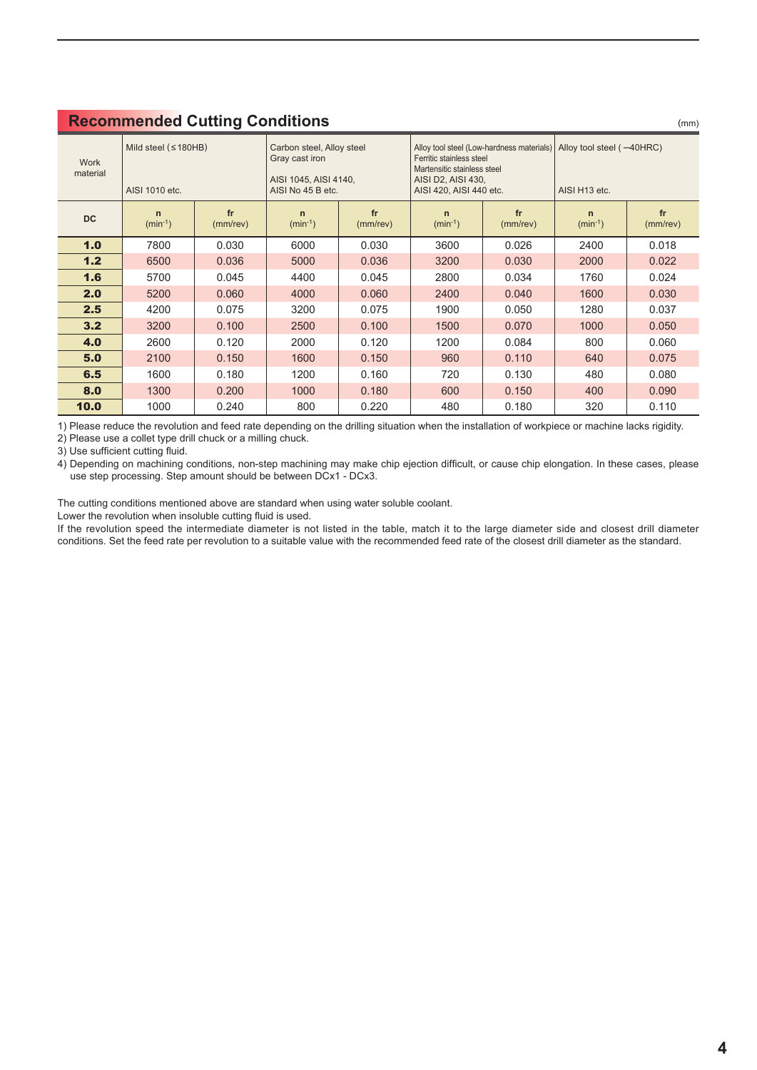## Recommended Cutting Conditions

(mm)

| Work material | Mild steel (≤180HB)<br>AISI 1010 etc. | | Carbon steel, Alloy steel<br>Gray cast iron<br>AISI 1045, AISI 4140,<br>AISI No 45 B etc. | | Alloy tool steel (Low-hardness materials)<br>Ferritic stainless steel<br>Martensitic stainless steel<br>AISI D2, AISI 430,<br>AISI 420, AISI 440 etc. | | Alloy tool steel (–40HRC)<br>AISI H13 etc. | |
|---|---|---|---|---|---|---|---|---|
| **DC** | **n** ($min^{-1}$) | **fr** (mm/rev) | **n** ($min^{-1}$) | **fr** (mm/rev) | **n** ($min^{-1}$) | **fr** (mm/rev) | **n** ($min^{-1}$) | **fr** (mm/rev) |
| **1.0** | 7800 | 0.030 | 6000 | 0.030 | 3600 | 0.026 | 2400 | 0.018 |
| **1.2** | 6500 | 0.036 | 5000 | 0.036 | 3200 | 0.030 | 2000 | 0.022 |
| **1.6** | 5700 | 0.045 | 4400 | 0.045 | 2800 | 0.034 | 1760 | 0.024 |
| **2.0** | 5200 | 0.060 | 4000 | 0.060 | 2400 | 0.040 | 1600 | 0.030 |
| **2.5** | 4200 | 0.075 | 3200 | 0.075 | 1900 | 0.050 | 1280 | 0.037 |
| **3.2** | 3200 | 0.100 | 2500 | 0.100 | 1500 | 0.070 | 1000 | 0.050 |
| **4.0** | 2600 | 0.120 | 2000 | 0.120 | 1200 | 0.084 | 800 | 0.060 |
| **5.0** | 2100 | 0.150 | 1600 | 0.150 | 960 | 0.110 | 640 | 0.075 |
| **6.5** | 1600 | 0.180 | 1200 | 0.160 | 720 | 0.130 | 480 | 0.080 |
| **8.0** | 1300 | 0.200 | 1000 | 0.180 | 600 | 0.150 | 400 | 0.090 |
| **10.0** | 1000 | 0.240 | 800 | 0.220 | 480 | 0.180 | 320 | 0.110 |

1) Please reduce the revolution and feed rate depending on the drilling situation when the installation of workpiece or machine lacks rigidity.
2) Please use a collet type drill chuck or a milling chuck.
3) Use sufficient cutting fluid.
4) Depending on machining conditions, non-step machining may make chip ejection difficult, or cause chip elongation. In these cases, please use step processing. Step amount should be between DCx1 - DCx3.

The cutting conditions mentioned above are standard when using water soluble coolant.
Lower the revolution when insoluble cutting fluid is used.
If the revolution speed the intermediate diameter is not listed in the table, match it to the large diameter side and closest drill diameter conditions. Set the feed rate per revolution to a suitable value with the recommended feed rate of the closest drill diameter as the standard.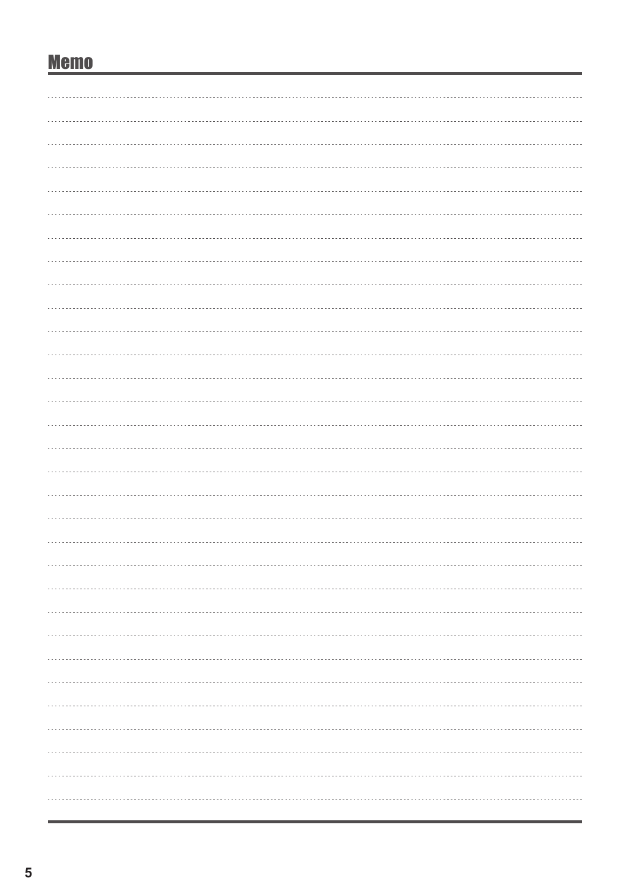## Memo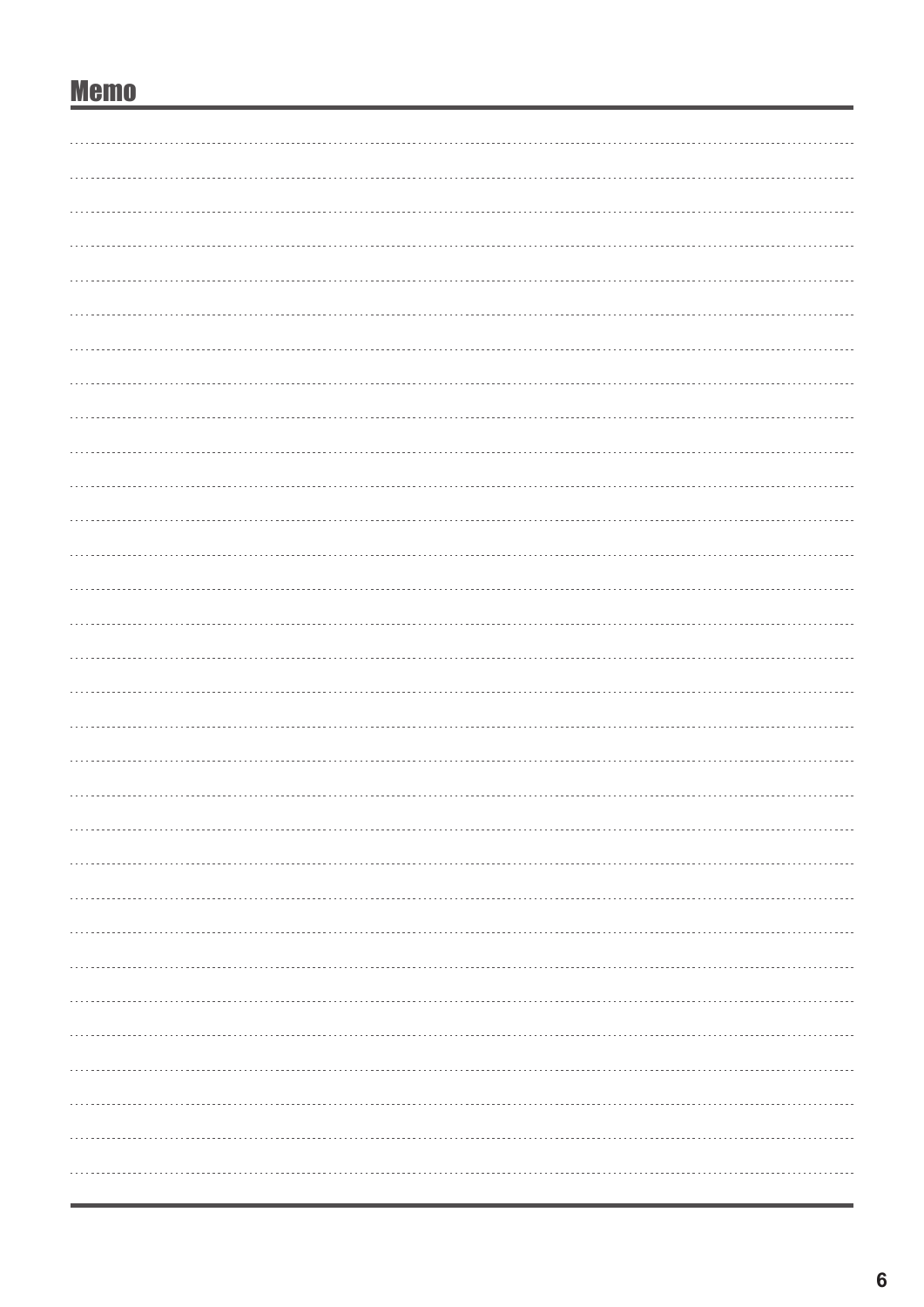## Memo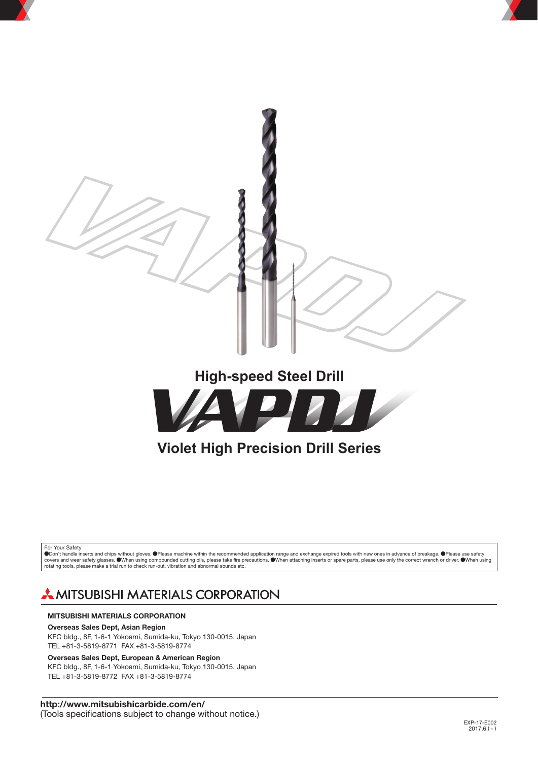# High-speed Steel Drill

# VAPDJ

## Violet High Precision Drill Series

For Your Safety
●Don't handle inserts and chips without gloves. ●Please machine within the recommended application range and exchange expired tools with new ones in advance of breakage. ●Please use safety covers and wear safety glasses. ●When using compounded cutting oils, please take fire precautions. ●When attaching inserts or spare parts, please use only the correct wrench or driver. ●When using rotating tools, please make a trial run to check run-out, vibration and abnormal sounds etc.

MITSUBISHI MATERIALS CORPORATION

**MITSUBISHI MATERIALS CORPORATION**

**Overseas Sales Dept, Asian Region**
KFC bldg., 8F, 1-6-1 Yokoami, Sumida-ku, Tokyo 130-0015, Japan
TEL +81-3-5819-8771 FAX +81-3-5819-8774

**Overseas Sales Dept, European & American Region**
KFC bldg., 8F, 1-6-1 Yokoami, Sumida-ku, Tokyo 130-0015, Japan
TEL +81-3-5819-8772 FAX +81-3-5819-8774

**http://www.mitsubishicarbide.com/en/**
(Tools specifications subject to change without notice.)

EXP-17-E002
2017.6.( - )